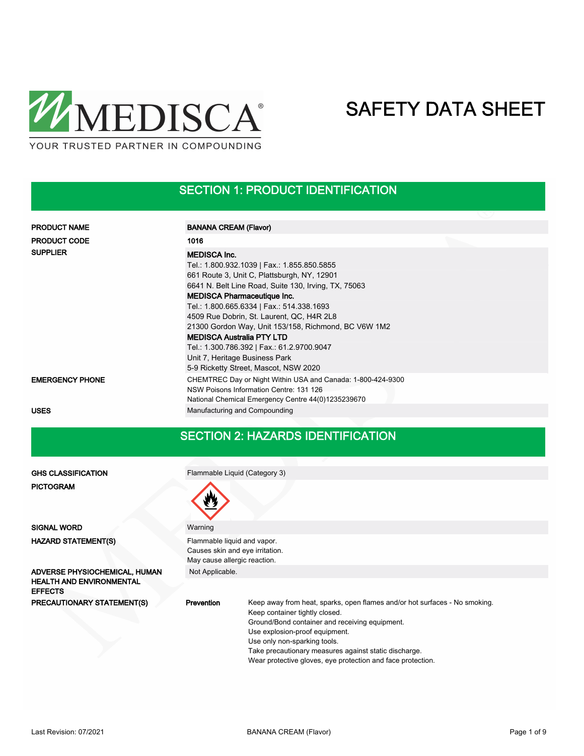MEDISCA®
YOUR TRUSTED PARTNER IN COMPOUNDING

# SAFETY DATA SHEET

## SECTION 1: PRODUCT IDENTIFICATION

| | |
|---|---|
| **PRODUCT NAME** | **BANANA CREAM (Flavor)** |
| **PRODUCT CODE** | **1016** |
| **SUPPLIER** | **MEDISCA Inc.**<br>Tel.: 1.800.932.1039 \| Fax.: 1.855.850.5855<br>661 Route 3, Unit C, Plattsburgh, NY, 12901<br>6641 N. Belt Line Road, Suite 130, Irving, TX, 75063<br>**MEDISCA Pharmaceutique Inc.**<br>Tel.: 1.800.665.6334 \| Fax.: 514.338.1693<br>4509 Rue Dobrin, St. Laurent, QC, H4R 2L8<br>21300 Gordon Way, Unit 153/158, Richmond, BC V6W 1M2<br>**MEDISCA Australia PTY LTD**<br>Tel.: 1.300.786.392 \| Fax.: 61.2.9700.9047<br>Unit 7, Heritage Business Park<br>5-9 Ricketty Street, Mascot, NSW 2020 |
| **EMERGENCY PHONE** | CHEMTREC Day or Night Within USA and Canada: 1-800-424-9300<br>NSW Poisons Information Centre: 131 126<br>National Chemical Emergency Centre 44(0)1235239670 |
| **USES** | Manufacturing and Compounding |

## SECTION 2: HAZARDS IDENTIFICATION

| | | |
|---|---|---|
| **GHS CLASSIFICATION** | Flammable Liquid (Category 3) | |
| **PICTOGRAM** | | |
| **SIGNAL WORD** | Warning | |
| **HAZARD STATEMENT(S)** | Flammable liquid and vapor.<br>Causes skin and eye irritation.<br>May cause allergic reaction. | |
| **ADVERSE PHYSIOCHEMICAL, HUMAN HEALTH AND ENVIRONMENTAL EFFECTS** | Not Applicable. | |
| **PRECAUTIONARY STATEMENT(S)** | **Prevention** | Keep away from heat, sparks, open flames and/or hot surfaces - No smoking.<br>Keep container tightly closed.<br>Ground/Bond container and receiving equipment.<br>Use explosion-proof equipment.<br>Use only non-sparking tools.<br>Take precautionary measures against static discharge.<br>Wear protective gloves, eye protection and face protection. |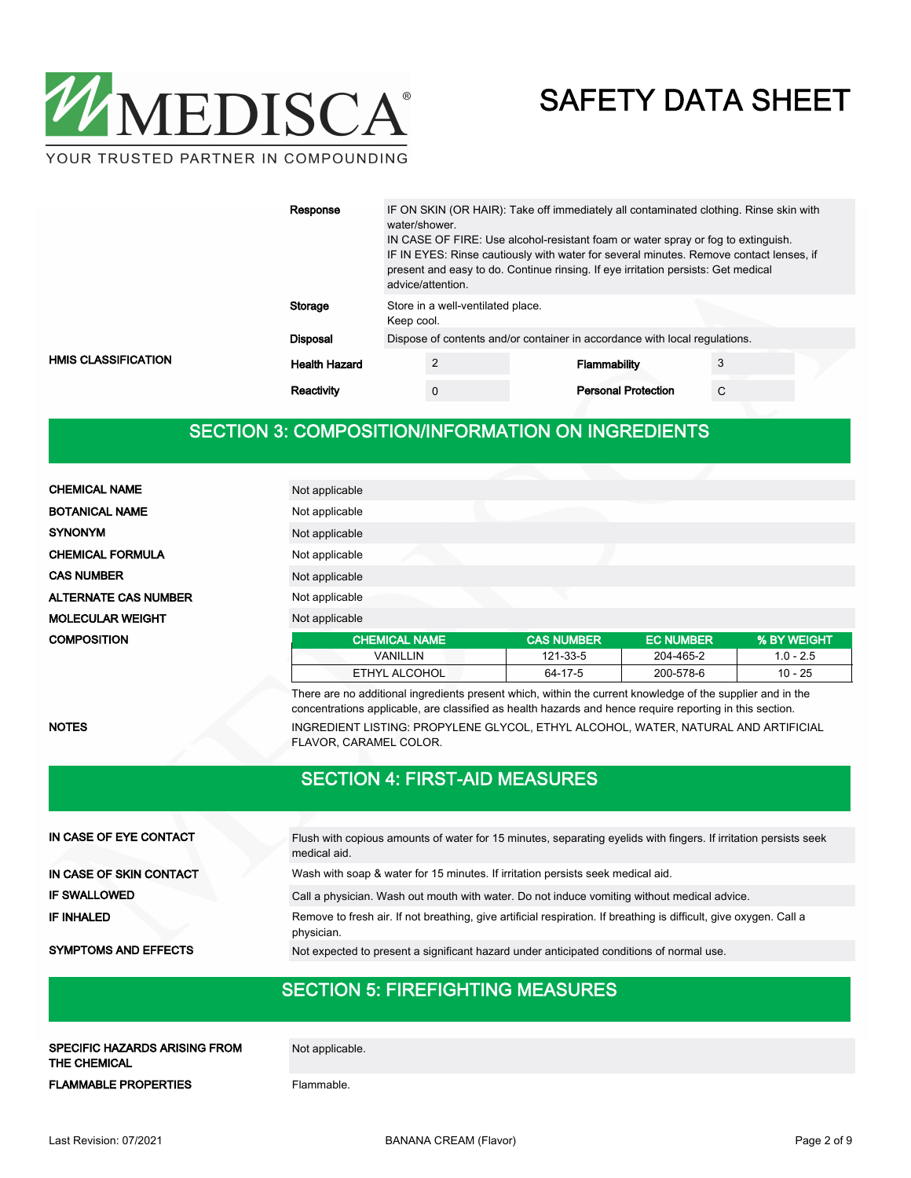| | |
|---|---|
| **Response** | IF ON SKIN (OR HAIR): Take off immediately all contaminated clothing. Rinse skin with water/shower.<br>IN CASE OF FIRE: Use alcohol-resistant foam or water spray or fog to extinguish.<br>IF IN EYES: Rinse cautiously with water for several minutes. Remove contact lenses, if present and easy to do. Continue rinsing. If eye irritation persists: Get medical advice/attention. |
| **Storage** | Store in a well-ventilated place.<br>Keep cool. |
| **Disposal** | Dispose of contents and/or container in accordance with local regulations. |

**HMIS CLASSIFICATION**

| | | | |
|---|---|---|---|
| **Health Hazard** | 2 | **Flammability** | 3 |
| **Reactivity** | 0 | **Personal Protection** | C |

## SECTION 3: COMPOSITION/INFORMATION ON INGREDIENTS

| | |
|---|---|
| **CHEMICAL NAME** | Not applicable |
| **BOTANICAL NAME** | Not applicable |
| **SYNONYM** | Not applicable |
| **CHEMICAL FORMULA** | Not applicable |
| **CAS NUMBER** | Not applicable |
| **ALTERNATE CAS NUMBER** | Not applicable |
| **MOLECULAR WEIGHT** | Not applicable |

**COMPOSITION**

| CHEMICAL NAME | CAS NUMBER | EC NUMBER | % BY WEIGHT |
|---|---|---|---|
| VANILLIN | 121-33-5 | 204-465-2 | 1.0 - 2.5 |
| ETHYL ALCOHOL | 64-17-5 | 200-578-6 | 10 - 25 |

There are no additional ingredients present which, within the current knowledge of the supplier and in the concentrations applicable, are classified as health hazards and hence require reporting in this section.

**NOTES**

INGREDIENT LISTING: PROPYLENE GLYCOL, ETHYL ALCOHOL, WATER, NATURAL AND ARTIFICIAL FLAVOR, CARAMEL COLOR.

## SECTION 4: FIRST-AID MEASURES

| | |
|---|---|
| **IN CASE OF EYE CONTACT** | Flush with copious amounts of water for 15 minutes, separating eyelids with fingers. If irritation persists seek medical aid. |
| **IN CASE OF SKIN CONTACT** | Wash with soap & water for 15 minutes. If irritation persists seek medical aid. |
| **IF SWALLOWED** | Call a physician. Wash out mouth with water. Do not induce vomiting without medical advice. |
| **IF INHALED** | Remove to fresh air. If not breathing, give artificial respiration. If breathing is difficult, give oxygen. Call a physician. |
| **SYMPTOMS AND EFFECTS** | Not expected to present a significant hazard under anticipated conditions of normal use. |

## SECTION 5: FIREFIGHTING MEASURES

| | |
|---|---|
| **SPECIFIC HAZARDS ARISING FROM THE CHEMICAL** | Not applicable. |
| **FLAMMABLE PROPERTIES** | Flammable. |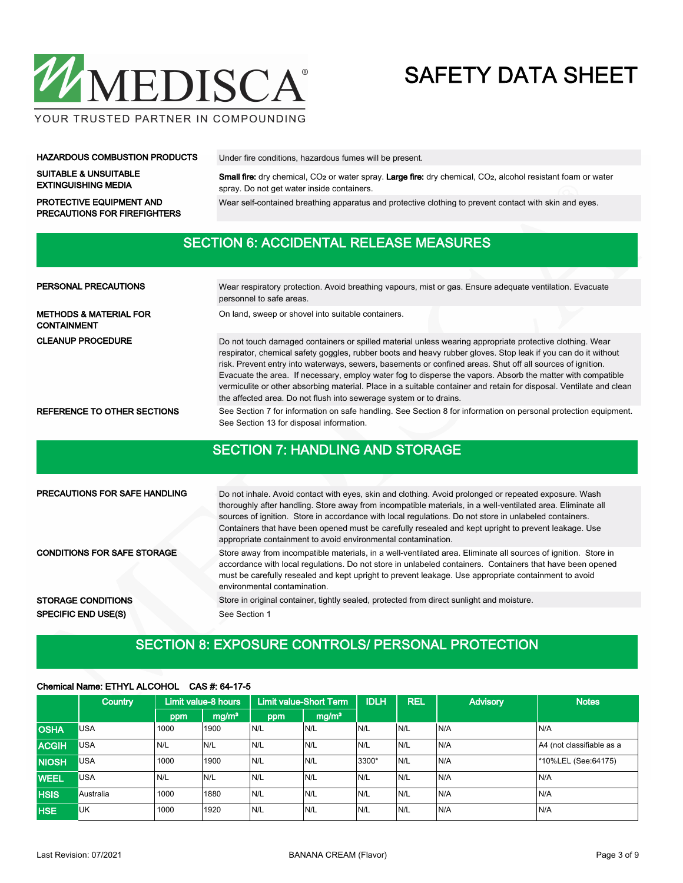**HAZARDOUS COMBUSTION PRODUCTS**
Under fire conditions, hazardous fumes will be present.

**SUITABLE & UNSUITABLE EXTINGUISHING MEDIA**
**Small fire:** dry chemical, $CO_2$ or water spray. **Large fire:** dry chemical, $CO_2$, alcohol resistant foam or water spray. Do not get water inside containers.

**PROTECTIVE EQUIPMENT AND PRECAUTIONS FOR FIREFIGHTERS**
Wear self-contained breathing apparatus and protective clothing to prevent contact with skin and eyes.

## SECTION 6: ACCIDENTAL RELEASE MEASURES

**PERSONAL PRECAUTIONS**
Wear respiratory protection. Avoid breathing vapours, mist or gas. Ensure adequate ventilation. Evacuate personnel to safe areas.

**METHODS & MATERIAL FOR CONTAINMENT**
On land, sweep or shovel into suitable containers.

**CLEANUP PROCEDURE**
Do not touch damaged containers or spilled material unless wearing appropriate protective clothing. Wear respirator, chemical safety goggles, rubber boots and heavy rubber gloves. Stop leak if you can do it without risk. Prevent entry into waterways, sewers, basements or confined areas. Shut off all sources of ignition. Evacuate the area. If necessary, employ water fog to disperse the vapors. Absorb the matter with compatible vermiculite or other absorbing material. Place in a suitable container and retain for disposal. Ventilate and clean the affected area. Do not flush into sewerage system or to drains.

**REFERENCE TO OTHER SECTIONS**
See Section 7 for information on safe handling. See Section 8 for information on personal protection equipment. See Section 13 for disposal information.

## SECTION 7: HANDLING AND STORAGE

**PRECAUTIONS FOR SAFE HANDLING**
Do not inhale. Avoid contact with eyes, skin and clothing. Avoid prolonged or repeated exposure. Wash thoroughly after handling. Store away from incompatible materials, in a well-ventilated area. Eliminate all sources of ignition. Store in accordance with local regulations. Do not store in unlabeled containers. Containers that have been opened must be carefully resealed and kept upright to prevent leakage. Use appropriate containment to avoid environmental contamination.

**CONDITIONS FOR SAFE STORAGE**
Store away from incompatible materials, in a well-ventilated area. Eliminate all sources of ignition. Store in accordance with local regulations. Do not store in unlabeled containers. Containers that have been opened must be carefully resealed and kept upright to prevent leakage. Use appropriate containment to avoid environmental contamination.

**STORAGE CONDITIONS**
Store in original container, tightly sealed, protected from direct sunlight and moisture.

**SPECIFIC END USE(S)**
See Section 1

## SECTION 8: EXPOSURE CONTROLS/ PERSONAL PROTECTION

**Chemical Name: ETHYL ALCOHOL CAS #: 64-17-5**

| | Country | Limit value-8 hours | | Limit value-Short Term | | IDLH | REL | Advisory | Notes |
|---|---|---|---|---|---|---|---|---|---|
| | | ppm | mg/m³ | ppm | mg/m³ | | | | |
| **OSHA** | USA | 1000 | 1900 | N/L | N/L | N/L | N/L | N/A | N/A |
| **ACGIH** | USA | N/L | N/L | N/L | N/L | N/L | N/L | N/A | A4 (not classifiable as a |
| **NIOSH** | USA | 1000 | 1900 | N/L | N/L | 3300* | N/L | N/A | *10%LEL (See:64175) |
| **WEEL** | USA | N/L | N/L | N/L | N/L | N/L | N/L | N/A | N/A |
| **HSIS** | Australia | 1000 | 1880 | N/L | N/L | N/L | N/L | N/A | N/A |
| **HSE** | UK | 1000 | 1920 | N/L | N/L | N/L | N/L | N/A | N/A |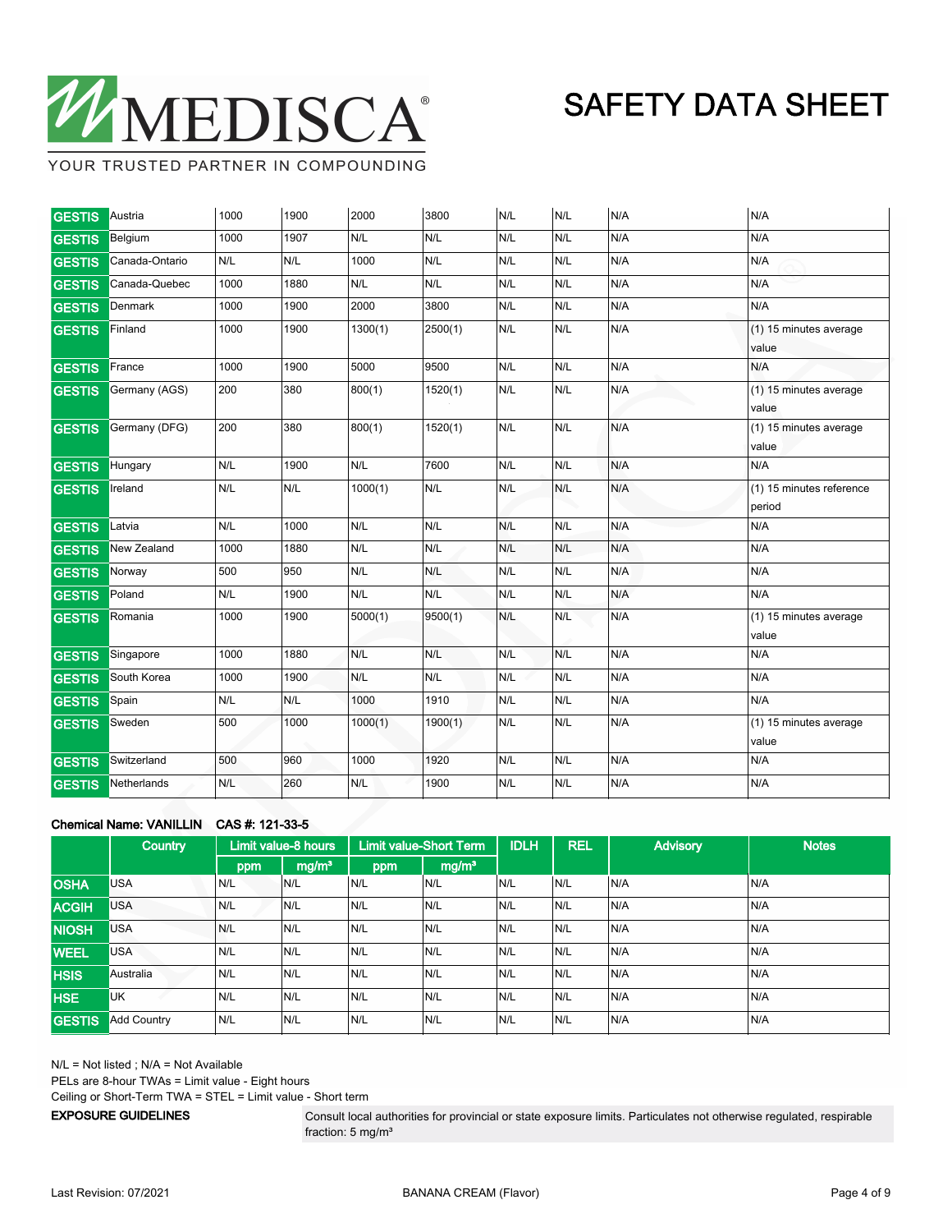| | | | | | | | | | |
|---|---|---|---|---|---|---|---|---|---|
| GESTIS | Austria | 1000 | 1900 | 2000 | 3800 | N/L | N/L | N/A | N/A |
| GESTIS | Belgium | 1000 | 1907 | N/L | N/L | N/L | N/L | N/A | N/A |
| GESTIS | Canada-Ontario | N/L | N/L | 1000 | N/L | N/L | N/L | N/A | N/A |
| GESTIS | Canada-Quebec | 1000 | 1880 | N/L | N/L | N/L | N/L | N/A | N/A |
| GESTIS | Denmark | 1000 | 1900 | 2000 | 3800 | N/L | N/L | N/A | N/A |
| GESTIS | Finland | 1000 | 1900 | 1300(1) | 2500(1) | N/L | N/L | N/A | (1) 15 minutes average value |
| GESTIS | France | 1000 | 1900 | 5000 | 9500 | N/L | N/L | N/A | N/A |
| GESTIS | Germany (AGS) | 200 | 380 | 800(1) | 1520(1) | N/L | N/L | N/A | (1) 15 minutes average value |
| GESTIS | Germany (DFG) | 200 | 380 | 800(1) | 1520(1) | N/L | N/L | N/A | (1) 15 minutes average value |
| GESTIS | Hungary | N/L | 1900 | N/L | 7600 | N/L | N/L | N/A | N/A |
| GESTIS | Ireland | N/L | N/L | 1000(1) | N/L | N/L | N/L | N/A | (1) 15 minutes reference period |
| GESTIS | Latvia | N/L | 1000 | N/L | N/L | N/L | N/L | N/A | N/A |
| GESTIS | New Zealand | 1000 | 1880 | N/L | N/L | N/L | N/L | N/A | N/A |
| GESTIS | Norway | 500 | 950 | N/L | N/L | N/L | N/L | N/A | N/A |
| GESTIS | Poland | N/L | 1900 | N/L | N/L | N/L | N/L | N/A | N/A |
| GESTIS | Romania | 1000 | 1900 | 5000(1) | 9500(1) | N/L | N/L | N/A | (1) 15 minutes average value |
| GESTIS | Singapore | 1000 | 1880 | N/L | N/L | N/L | N/L | N/A | N/A |
| GESTIS | South Korea | 1000 | 1900 | N/L | N/L | N/L | N/L | N/A | N/A |
| GESTIS | Spain | N/L | N/L | 1000 | 1910 | N/L | N/L | N/A | N/A |
| GESTIS | Sweden | 500 | 1000 | 1000(1) | 1900(1) | N/L | N/L | N/A | (1) 15 minutes average value |
| GESTIS | Switzerland | 500 | 960 | 1000 | 1920 | N/L | N/L | N/A | N/A |
| GESTIS | Netherlands | N/L | 260 | N/L | 1900 | N/L | N/L | N/A | N/A |

**Chemical Name: VANILLIN CAS #: 121-33-5**

| | Country | Limit value-8 hours | | Limit value-Short Term | | IDLH | REL | Advisory | Notes |
|---|---|---|---|---|---|---|---|---|---|
| | | ppm | mg/m³ | ppm | mg/m³ | | | | |
| OSHA | USA | N/L | N/L | N/L | N/L | N/L | N/L | N/A | N/A |
| ACGIH | USA | N/L | N/L | N/L | N/L | N/L | N/L | N/A | N/A |
| NIOSH | USA | N/L | N/L | N/L | N/L | N/L | N/L | N/A | N/A |
| WEEL | USA | N/L | N/L | N/L | N/L | N/L | N/L | N/A | N/A |
| HSIS | Australia | N/L | N/L | N/L | N/L | N/L | N/L | N/A | N/A |
| HSE | UK | N/L | N/L | N/L | N/L | N/L | N/L | N/A | N/A |
| GESTIS | Add Country | N/L | N/L | N/L | N/L | N/L | N/L | N/A | N/A |

N/L = Not listed ; N/A = Not Available

PELs are 8-hour TWAs = Limit value - Eight hours

Ceiling or Short-Term TWA = STEL = Limit value - Short term

**EXPOSURE GUIDELINES**

Consult local authorities for provincial or state exposure limits. Particulates not otherwise regulated, respirable fraction: 5 mg/m³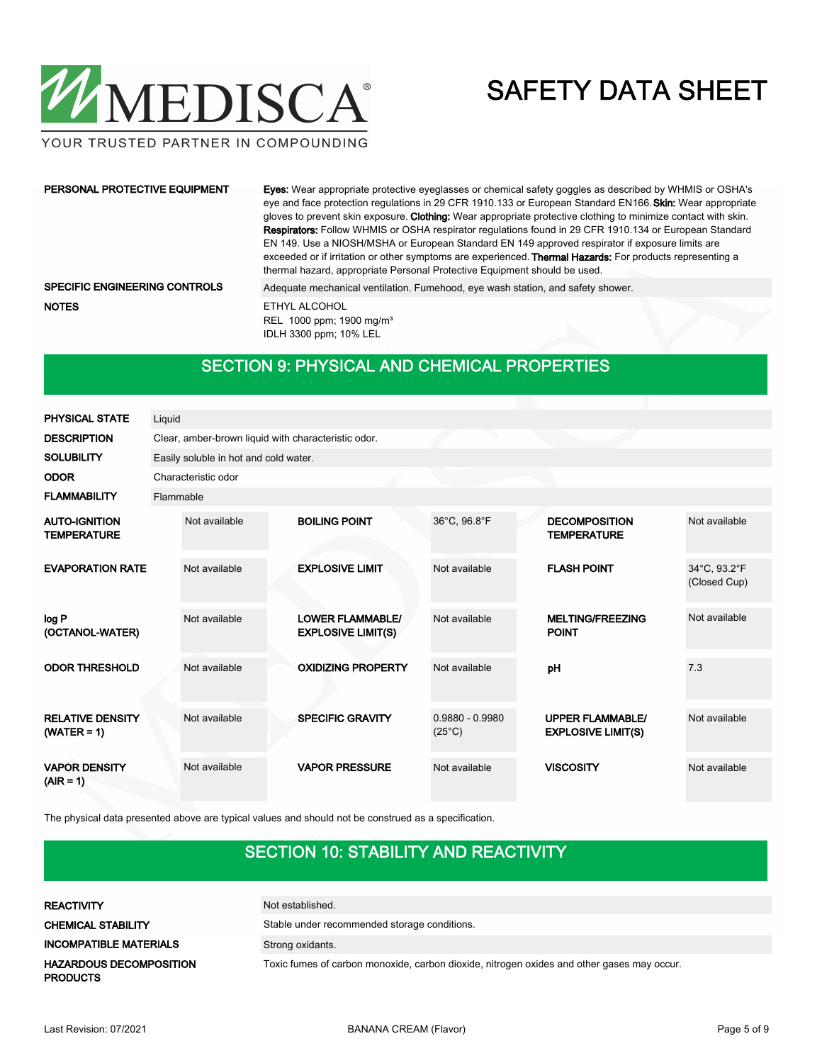| | |
|---|---|
| **PERSONAL PROTECTIVE EQUIPMENT** | **Eyes:** Wear appropriate protective eyeglasses or chemical safety goggles as described by WHMIS or OSHA's eye and face protection regulations in 29 CFR 1910.133 or European Standard EN166. **Skin:** Wear appropriate gloves to prevent skin exposure. **Clothing:** Wear appropriate protective clothing to minimize contact with skin. **Respirators:** Follow WHMIS or OSHA respirator regulations found in 29 CFR 1910.134 or European Standard EN 149. Use a NIOSH/MSHA or European Standard EN 149 approved respirator if exposure limits are exceeded or if irritation or other symptoms are experienced. **Thermal Hazards:** For products representing a thermal hazard, appropriate Personal Protective Equipment should be used. |
| **SPECIFIC ENGINEERING CONTROLS** | Adequate mechanical ventilation. Fumehood, eye wash station, and safety shower. |
| **NOTES** | ETHYL ALCOHOL<br>REL 1000 ppm; 1900 mg/m³<br>IDLH 3300 ppm; 10% LEL |

## SECTION 9: PHYSICAL AND CHEMICAL PROPERTIES

| | |
|---|---|
| **PHYSICAL STATE** | Liquid |
| **DESCRIPTION** | Clear, amber-brown liquid with characteristic odor. |
| **SOLUBILITY** | Easily soluble in hot and cold water. |
| **ODOR** | Characteristic odor |
| **FLAMMABILITY** | Flammable |

| | | | | | |
|---|---|---|---|---|---|
| **AUTO-IGNITION TEMPERATURE** | Not available | **BOILING POINT** | 36°C, 96.8°F | **DECOMPOSITION TEMPERATURE** | Not available |
| **EVAPORATION RATE** | Not available | **EXPLOSIVE LIMIT** | Not available | **FLASH POINT** | 34°C, 93.2°F (Closed Cup) |
| **log P (OCTANOL-WATER)** | Not available | **LOWER FLAMMABLE/ EXPLOSIVE LIMIT(S)** | Not available | **MELTING/FREEZING POINT** | Not available |
| **ODOR THRESHOLD** | Not available | **OXIDIZING PROPERTY** | Not available | **pH** | 7.3 |
| **RELATIVE DENSITY (WATER = 1)** | Not available | **SPECIFIC GRAVITY** | 0.9880 - 0.9980 (25°C) | **UPPER FLAMMABLE/ EXPLOSIVE LIMIT(S)** | Not available |
| **VAPOR DENSITY (AIR = 1)** | Not available | **VAPOR PRESSURE** | Not available | **VISCOSITY** | Not available |

The physical data presented above are typical values and should not be construed as a specification.

## SECTION 10: STABILITY AND REACTIVITY

| | |
|---|---|
| **REACTIVITY** | Not established. |
| **CHEMICAL STABILITY** | Stable under recommended storage conditions. |
| **INCOMPATIBLE MATERIALS** | Strong oxidants. |
| **HAZARDOUS DECOMPOSITION PRODUCTS** | Toxic fumes of carbon monoxide, carbon dioxide, nitrogen oxides and other gases may occur. |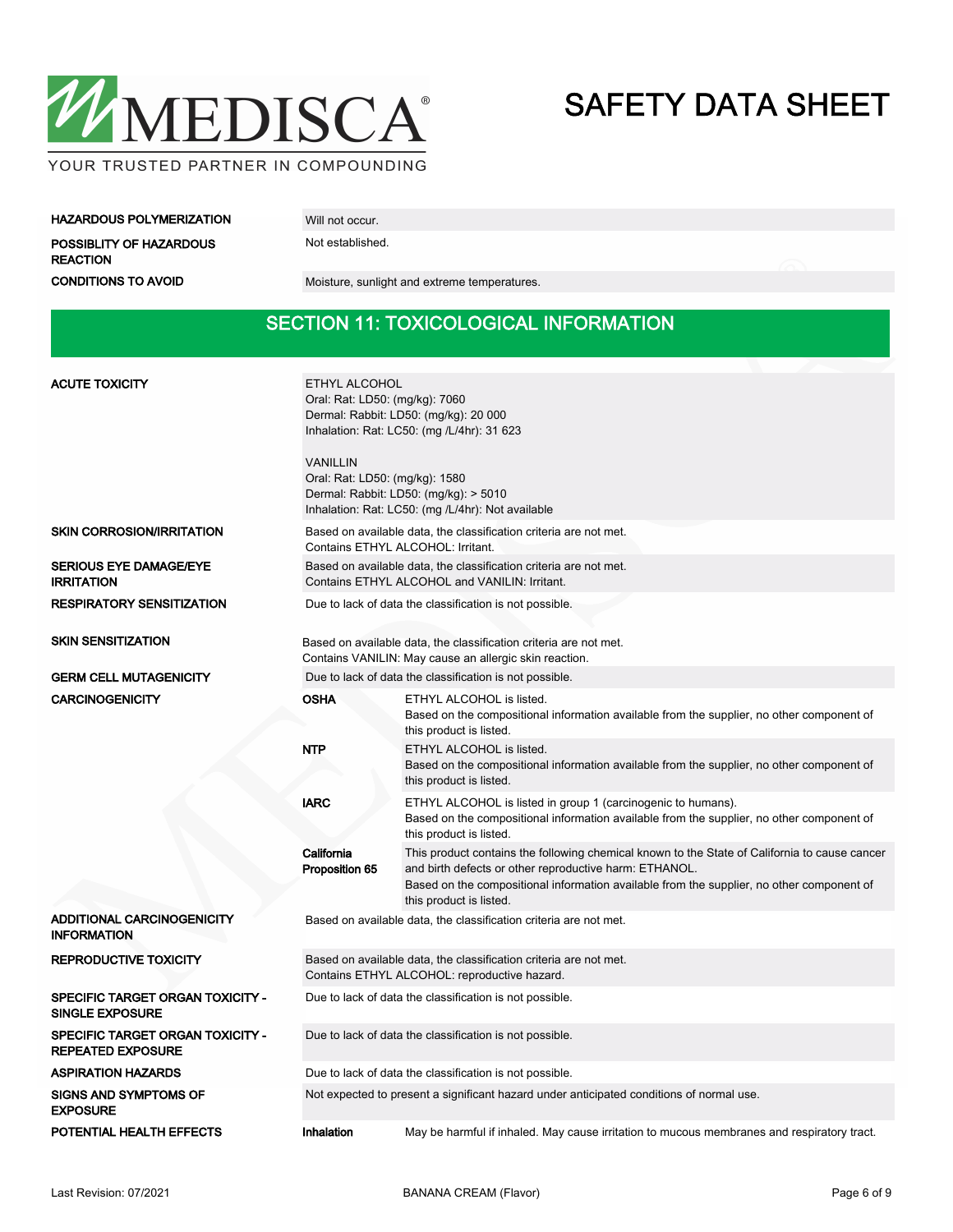| | |
|---|---|
| **HAZARDOUS POLYMERIZATION** | Will not occur. |
| **POSSIBLITY OF HAZARDOUS REACTION** | Not established. |
| **CONDITIONS TO AVOID** | Moisture, sunlight and extreme temperatures. |

## SECTION 11: TOXICOLOGICAL INFORMATION

| | | |
|---|---|---|
| **ACUTE TOXICITY** | ETHYL ALCOHOL<br>Oral: Rat: LD50: (mg/kg): 7060<br>Dermal: Rabbit: LD50: (mg/kg): 20 000<br>Inhalation: Rat: LC50: (mg /L/4hr): 31 623<br><br>VANILLIN<br>Oral: Rat: LD50: (mg/kg): 1580<br>Dermal: Rabbit: LD50: (mg/kg): > 5010<br>Inhalation: Rat: LC50: (mg /L/4hr): Not available | |
| **SKIN CORROSION/IRRITATION** | Based on available data, the classification criteria are not met.<br>Contains ETHYL ALCOHOL: Irritant. | |
| **SERIOUS EYE DAMAGE/EYE IRRITATION** | Based on available data, the classification criteria are not met.<br>Contains ETHYL ALCOHOL and VANILIN: Irritant. | |
| **RESPIRATORY SENSITIZATION** | Due to lack of data the classification is not possible. | |
| **SKIN SENSITIZATION** | Based on available data, the classification criteria are not met.<br>Contains VANILIN: May cause an allergic skin reaction. | |
| **GERM CELL MUTAGENICITY** | Due to lack of data the classification is not possible. | |
| **CARCINOGENICITY** | **OSHA** | ETHYL ALCOHOL is listed.<br>Based on the compositional information available from the supplier, no other component of this product is listed. |
| | **NTP** | ETHYL ALCOHOL is listed.<br>Based on the compositional information available from the supplier, no other component of this product is listed. |
| | **IARC** | ETHYL ALCOHOL is listed in group 1 (carcinogenic to humans).<br>Based on the compositional information available from the supplier, no other component of this product is listed. |
| | **California Proposition 65** | This product contains the following chemical known to the State of California to cause cancer and birth defects or other reproductive harm: ETHANOL.<br>Based on the compositional information available from the supplier, no other component of this product is listed. |
| **ADDITIONAL CARCINOGENICITY INFORMATION** | Based on available data, the classification criteria are not met. | |
| **REPRODUCTIVE TOXICITY** | Based on available data, the classification criteria are not met.<br>Contains ETHYL ALCOHOL: reproductive hazard. | |
| **SPECIFIC TARGET ORGAN TOXICITY - SINGLE EXPOSURE** | Due to lack of data the classification is not possible. | |
| **SPECIFIC TARGET ORGAN TOXICITY - REPEATED EXPOSURE** | Due to lack of data the classification is not possible. | |
| **ASPIRATION HAZARDS** | Due to lack of data the classification is not possible. | |
| **SIGNS AND SYMPTOMS OF EXPOSURE** | Not expected to present a significant hazard under anticipated conditions of normal use. | |
| **POTENTIAL HEALTH EFFECTS** | **Inhalation** | May be harmful if inhaled. May cause irritation to mucous membranes and respiratory tract. |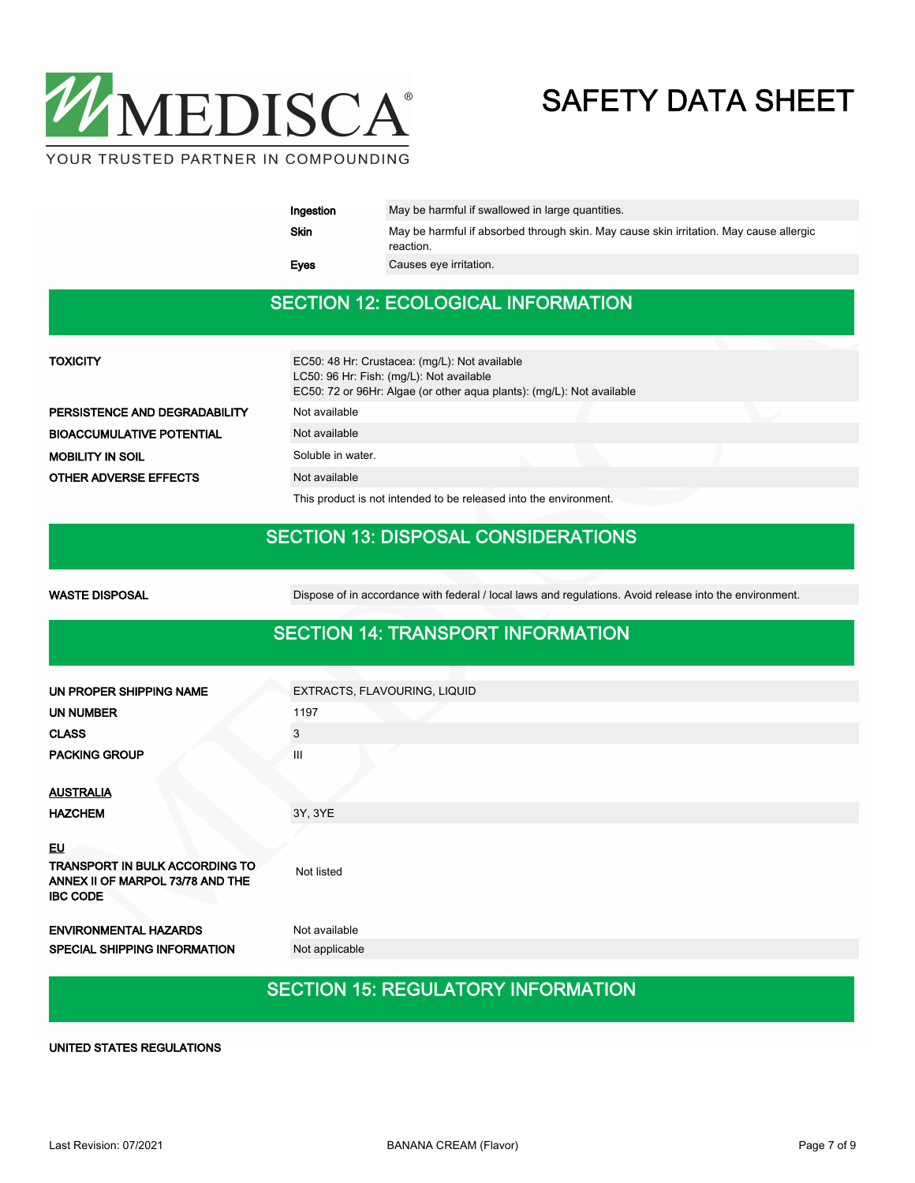| | |
|---|---|
| **Ingestion** | May be harmful if swallowed in large quantities. |
| **Skin** | May be harmful if absorbed through skin. May cause skin irritation. May cause allergic reaction. |
| **Eyes** | Causes eye irritation. |

## SECTION 12: ECOLOGICAL INFORMATION

| | |
|---|---|
| **TOXICITY** | EC50: 48 Hr: Crustacea: (mg/L): Not available<br>LC50: 96 Hr: Fish: (mg/L): Not available<br>EC50: 72 or 96Hr: Algae (or other aqua plants): (mg/L): Not available |
| **PERSISTENCE AND DEGRADABILITY** | Not available |
| **BIOACCUMULATIVE POTENTIAL** | Not available |
| **MOBILITY IN SOIL** | Soluble in water. |
| **OTHER ADVERSE EFFECTS** | Not available |
| | This product is not intended to be released into the environment. |

## SECTION 13: DISPOSAL CONSIDERATIONS

| | |
|---|---|
| **WASTE DISPOSAL** | Dispose of in accordance with federal / local laws and regulations. Avoid release into the environment. |

## SECTION 14: TRANSPORT INFORMATION

| | |
|---|---|
| **UN PROPER SHIPPING NAME** | EXTRACTS, FLAVOURING, LIQUID |
| **UN NUMBER** | 1197 |
| **CLASS** | 3 |
| **PACKING GROUP** | III |

**AUSTRALIA**

| | |
|---|---|
| **HAZCHEM** | 3Y, 3YE |

**EU**

| | |
|---|---|
| **TRANSPORT IN BULK ACCORDING TO ANNEX II OF MARPOL 73/78 AND THE IBC CODE** | Not listed |
| **ENVIRONMENTAL HAZARDS** | Not available |
| **SPECIAL SHIPPING INFORMATION** | Not applicable |

## SECTION 15: REGULATORY INFORMATION

**UNITED STATES REGULATIONS**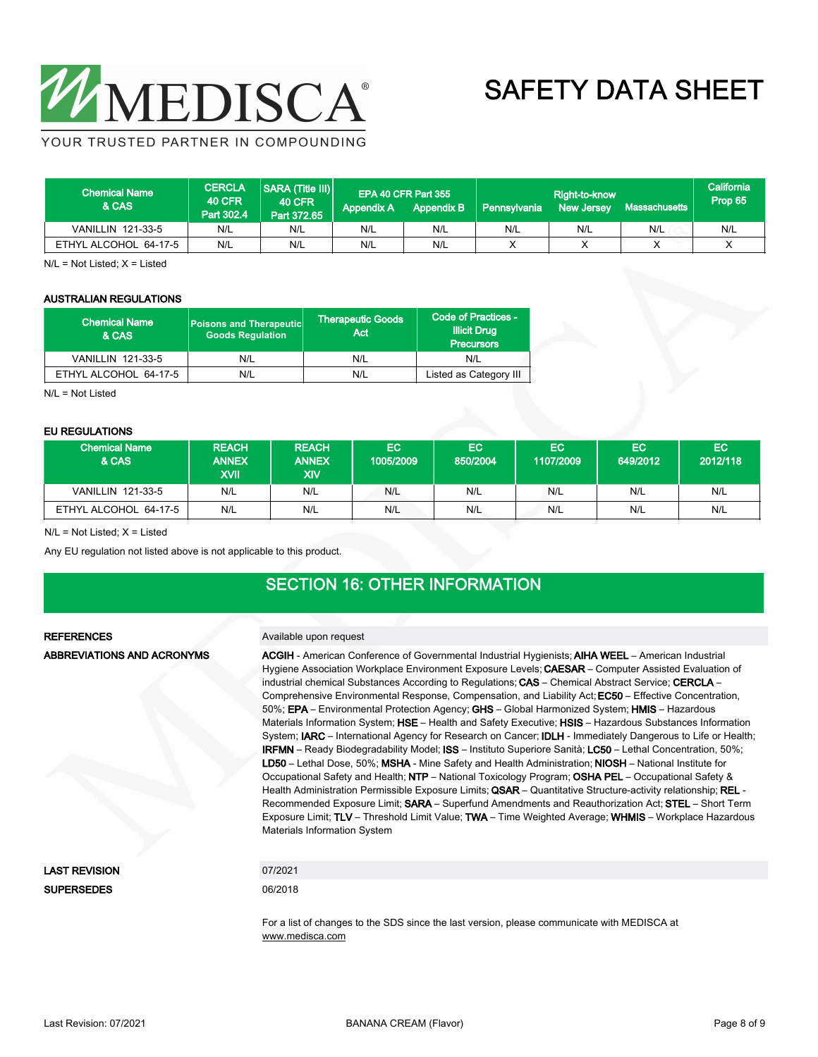| Chemical Name & CAS | CERCLA 40 CFR Part 302.4 | SARA (Title III) 40 CFR Part 372.65 | EPA 40 CFR Part 355 | | Right-to-know | | | California Prop 65 |
|---|---|---|---|---|---|---|---|---|
| | | | Appendix A | Appendix B | Pennsylvania | New Jersey | Massachusetts | |
| VANILLIN 121-33-5 | N/L | N/L | N/L | N/L | N/L | N/L | N/L | N/L |
| ETHYL ALCOHOL 64-17-5 | N/L | N/L | N/L | N/L | X | X | X | X |

N/L = Not Listed; X = Listed

**AUSTRALIAN REGULATIONS**

| Chemical Name & CAS | Poisons and Therapeutic Goods Regulation | Therapeutic Goods Act | Code of Practices - Illicit Drug Precursors |
|---|---|---|---|
| VANILLIN 121-33-5 | N/L | N/L | N/L |
| ETHYL ALCOHOL 64-17-5 | N/L | N/L | Listed as Category III |

N/L = Not Listed

**EU REGULATIONS**

| Chemical Name & CAS | REACH ANNEX XVII | REACH ANNEX XIV | EC 1005/2009 | EC 850/2004 | EC 1107/2009 | EC 649/2012 | EC 2012/118 |
|---|---|---|---|---|---|---|---|
| VANILLIN 121-33-5 | N/L | N/L | N/L | N/L | N/L | N/L | N/L |
| ETHYL ALCOHOL 64-17-5 | N/L | N/L | N/L | N/L | N/L | N/L | N/L |

N/L = Not Listed; X = Listed

Any EU regulation not listed above is not applicable to this product.

## SECTION 16: OTHER INFORMATION

**REFERENCES**
Available upon request

**ABBREVIATIONS AND ACRONYMS**
**ACGIH** - American Conference of Governmental Industrial Hygienists; **AIHA WEEL** – American Industrial Hygiene Association Workplace Environment Exposure Levels; **CAESAR** – Computer Assisted Evaluation of industrial chemical Substances According to Regulations; **CAS** – Chemical Abstract Service; **CERCLA** – Comprehensive Environmental Response, Compensation, and Liability Act; **EC50** – Effective Concentration, 50%; **EPA** – Environmental Protection Agency; **GHS** – Global Harmonized System; **HMIS** – Hazardous Materials Information System; **HSE** – Health and Safety Executive; **HSIS** – Hazardous Substances Information System; **IARC** – International Agency for Research on Cancer; **IDLH** - Immediately Dangerous to Life or Health; **IRFMN** – Ready Biodegradability Model; **ISS** – Instituto Superiore Sanità; **LC50** – Lethal Concentration, 50%; **LD50** – Lethal Dose, 50%; **MSHA** - Mine Safety and Health Administration; **NIOSH** – National Institute for Occupational Safety and Health; **NTP** – National Toxicology Program; **OSHA PEL** – Occupational Safety & Health Administration Permissible Exposure Limits; **QSAR** – Quantitative Structure-activity relationship; **REL** - Recommended Exposure Limit; **SARA** – Superfund Amendments and Reauthorization Act; **STEL** – Short Term Exposure Limit; **TLV** – Threshold Limit Value; **TWA** – Time Weighted Average; **WHMIS** – Workplace Hazardous Materials Information System

**LAST REVISION**
07/2021

**SUPERSEDES**
06/2018

For a list of changes to the SDS since the last version, please communicate with MEDISCA at www.medisca.com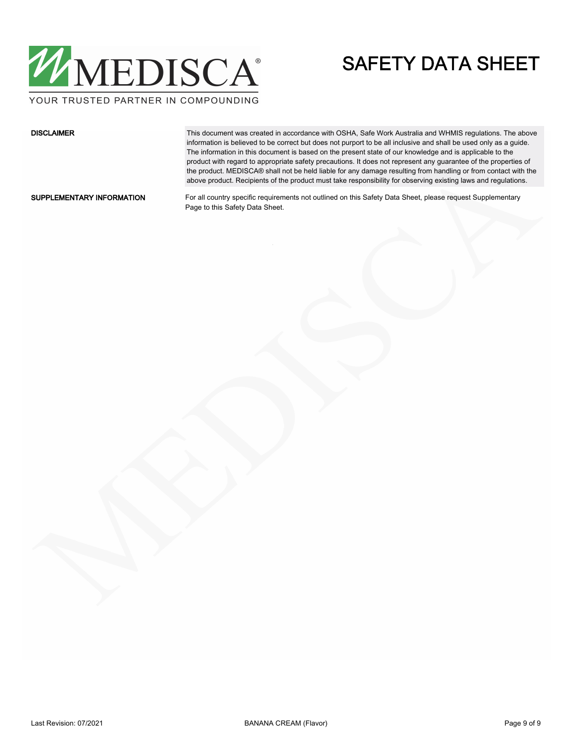**DISCLAIMER**

This document was created in accordance with OSHA, Safe Work Australia and WHMIS regulations. The above information is believed to be correct but does not purport to be all inclusive and shall be used only as a guide. The information in this document is based on the present state of our knowledge and is applicable to the product with regard to appropriate safety precautions. It does not represent any guarantee of the properties of the product. MEDISCA® shall not be held liable for any damage resulting from handling or from contact with the above product. Recipients of the product must take responsibility for observing existing laws and regulations.

**SUPPLEMENTARY INFORMATION**

For all country specific requirements not outlined on this Safety Data Sheet, please request Supplementary Page to this Safety Data Sheet.